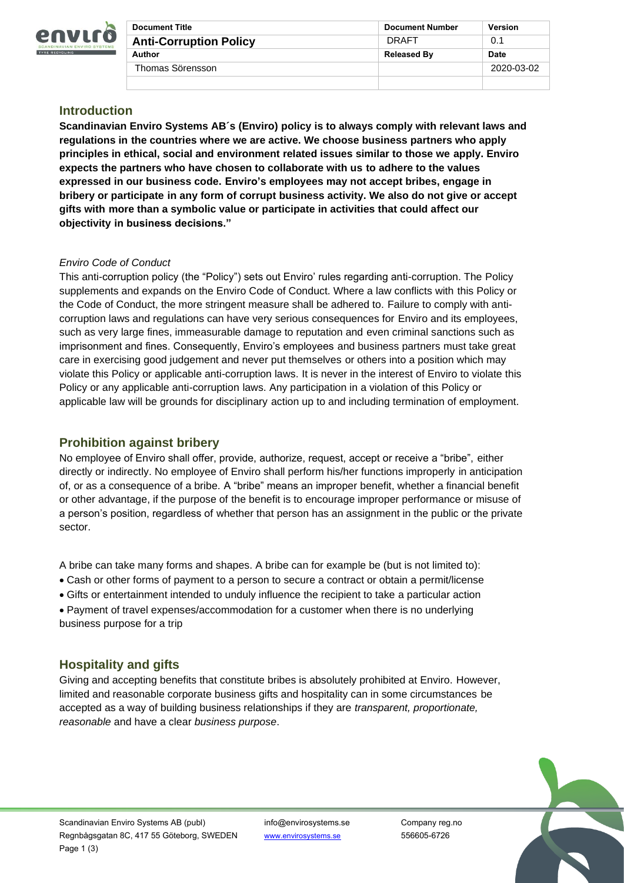| Document Title | Document Number | Version |
| --- | --- | --- |
| **Anti-Corruption Policy** | DRAFT | 0.1 |
| **Author** | **Released By** | **Date** |
| Thomas Sörensson | | 2020-03-02 |

## Introduction

**Scandinavian Enviro Systems AB´s (Enviro) policy is to always comply with relevant laws and regulations in the countries where we are active. We choose business partners who apply principles in ethical, social and environment related issues similar to those we apply. Enviro expects the partners who have chosen to collaborate with us to adhere to the values expressed in our business code. Enviro's employees may not accept bribes, engage in bribery or participate in any form of corrupt business activity. We also do not give or accept gifts with more than a symbolic value or participate in activities that could affect our objectivity in business decisions."**

*Enviro Code of Conduct*

This anti-corruption policy (the "Policy") sets out Enviro' rules regarding anti-corruption. The Policy supplements and expands on the Enviro Code of Conduct. Where a law conflicts with this Policy or the Code of Conduct, the more stringent measure shall be adhered to. Failure to comply with anti-corruption laws and regulations can have very serious consequences for Enviro and its employees, such as very large fines, immeasurable damage to reputation and even criminal sanctions such as imprisonment and fines. Consequently, Enviro's employees and business partners must take great care in exercising good judgement and never put themselves or others into a position which may violate this Policy or applicable anti-corruption laws. It is never in the interest of Enviro to violate this Policy or any applicable anti-corruption laws. Any participation in a violation of this Policy or applicable law will be grounds for disciplinary action up to and including termination of employment.

## Prohibition against bribery

No employee of Enviro shall offer, provide, authorize, request, accept or receive a "bribe", either directly or indirectly. No employee of Enviro shall perform his/her functions improperly in anticipation of, or as a consequence of a bribe. A "bribe" means an improper benefit, whether a financial benefit or other advantage, if the purpose of the benefit is to encourage improper performance or misuse of a person's position, regardless of whether that person has an assignment in the public or the private sector.

A bribe can take many forms and shapes. A bribe can for example be (but is not limited to):

- Cash or other forms of payment to a person to secure a contract or obtain a permit/license
- Gifts or entertainment intended to unduly influence the recipient to take a particular action
- Payment of travel expenses/accommodation for a customer when there is no underlying business purpose for a trip

## Hospitality and gifts

Giving and accepting benefits that constitute bribes is absolutely prohibited at Enviro. However, limited and reasonable corporate business gifts and hospitality can in some circumstances be accepted as a way of building business relationships if they are *transparent, proportionate, reasonable* and have a clear *business purpose*.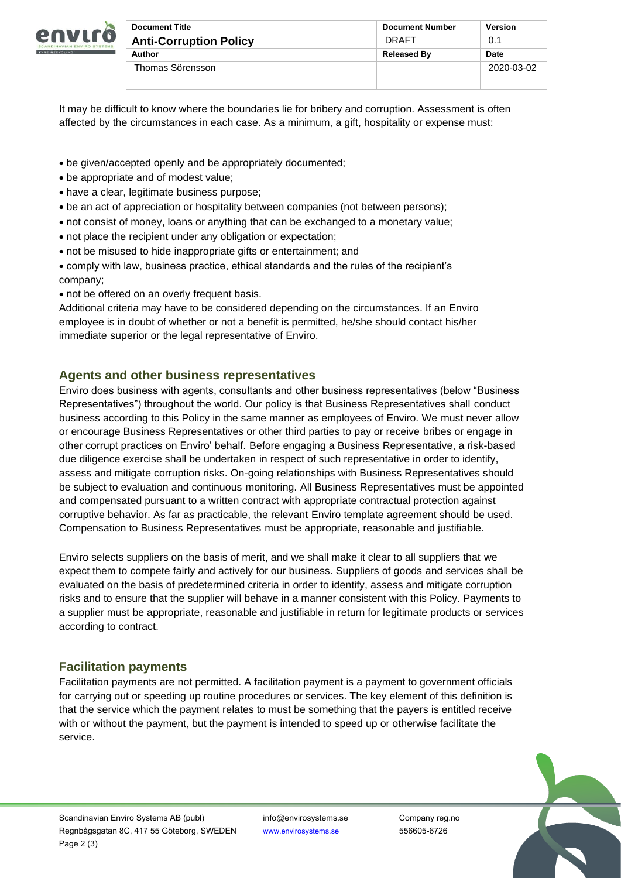It may be difficult to know where the boundaries lie for bribery and corruption. Assessment is often affected by the circumstances in each case. As a minimum, a gift, hospitality or expense must:

- be given/accepted openly and be appropriately documented;
- be appropriate and of modest value;
- have a clear, legitimate business purpose;
- be an act of appreciation or hospitality between companies (not between persons);
- not consist of money, loans or anything that can be exchanged to a monetary value;
- not place the recipient under any obligation or expectation;
- not be misused to hide inappropriate gifts or entertainment; and
- comply with law, business practice, ethical standards and the rules of the recipient's company;
- not be offered on an overly frequent basis.

Additional criteria may have to be considered depending on the circumstances. If an Enviro employee is in doubt of whether or not a benefit is permitted, he/she should contact his/her immediate superior or the legal representative of Enviro.

## Agents and other business representatives

Enviro does business with agents, consultants and other business representatives (below "Business Representatives") throughout the world. Our policy is that Business Representatives shall conduct business according to this Policy in the same manner as employees of Enviro. We must never allow or encourage Business Representatives or other third parties to pay or receive bribes or engage in other corrupt practices on Enviro' behalf. Before engaging a Business Representative, a risk-based due diligence exercise shall be undertaken in respect of such representative in order to identify, assess and mitigate corruption risks. On-going relationships with Business Representatives should be subject to evaluation and continuous monitoring. All Business Representatives must be appointed and compensated pursuant to a written contract with appropriate contractual protection against corruptive behavior. As far as practicable, the relevant Enviro template agreement should be used. Compensation to Business Representatives must be appropriate, reasonable and justifiable.

Enviro selects suppliers on the basis of merit, and we shall make it clear to all suppliers that we expect them to compete fairly and actively for our business. Suppliers of goods and services shall be evaluated on the basis of predetermined criteria in order to identify, assess and mitigate corruption risks and to ensure that the supplier will behave in a manner consistent with this Policy. Payments to a supplier must be appropriate, reasonable and justifiable in return for legitimate products or services according to contract.

## Facilitation payments

Facilitation payments are not permitted. A facilitation payment is a payment to government officials for carrying out or speeding up routine procedures or services. The key element of this definition is that the service which the payment relates to must be something that the payers is entitled receive with or without the payment, but the payment is intended to speed up or otherwise facilitate the service.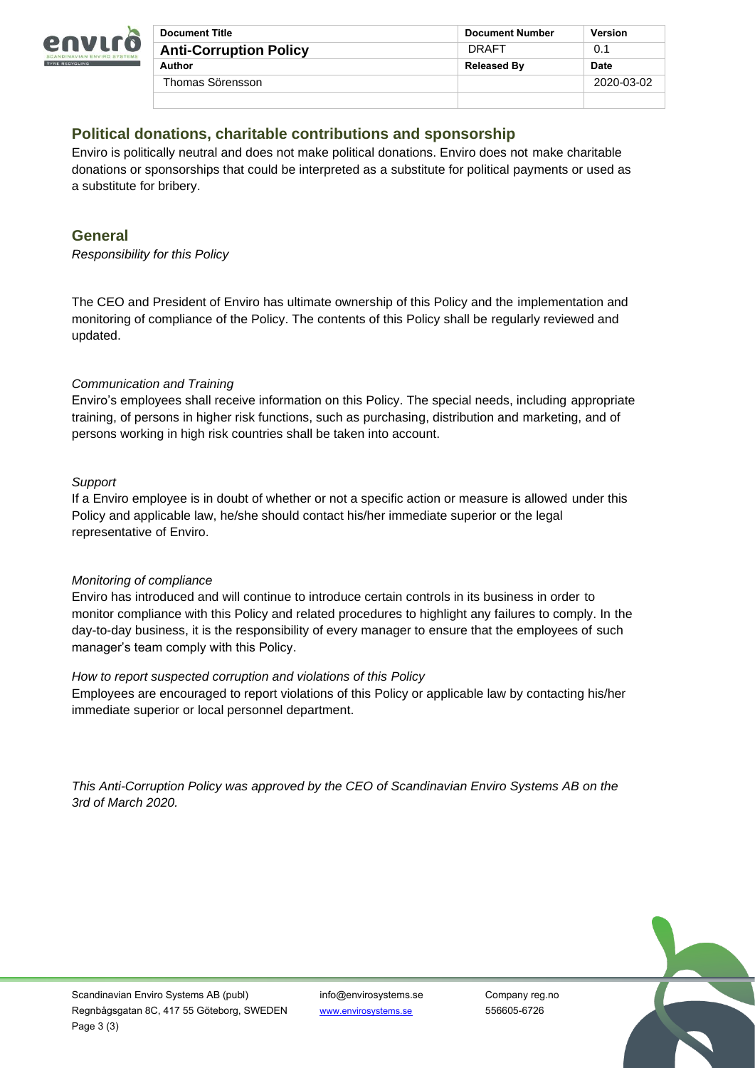## Political donations, charitable contributions and sponsorship

Enviro is politically neutral and does not make political donations. Enviro does not make charitable donations or sponsorships that could be interpreted as a substitute for political payments or used as a substitute for bribery.

## General

*Responsibility for this Policy*

The CEO and President of Enviro has ultimate ownership of this Policy and the implementation and monitoring of compliance of the Policy. The contents of this Policy shall be regularly reviewed and updated.

*Communication and Training*

Enviro's employees shall receive information on this Policy. The special needs, including appropriate training, of persons in higher risk functions, such as purchasing, distribution and marketing, and of persons working in high risk countries shall be taken into account.

*Support*

If a Enviro employee is in doubt of whether or not a specific action or measure is allowed under this Policy and applicable law, he/she should contact his/her immediate superior or the legal representative of Enviro.

*Monitoring of compliance*

Enviro has introduced and will continue to introduce certain controls in its business in order to monitor compliance with this Policy and related procedures to highlight any failures to comply. In the day-to-day business, it is the responsibility of every manager to ensure that the employees of such manager's team comply with this Policy.

*How to report suspected corruption and violations of this Policy*

Employees are encouraged to report violations of this Policy or applicable law by contacting his/her immediate superior or local personnel department.

*This Anti-Corruption Policy was approved by the CEO of Scandinavian Enviro Systems AB on the 3rd of March 2020.*